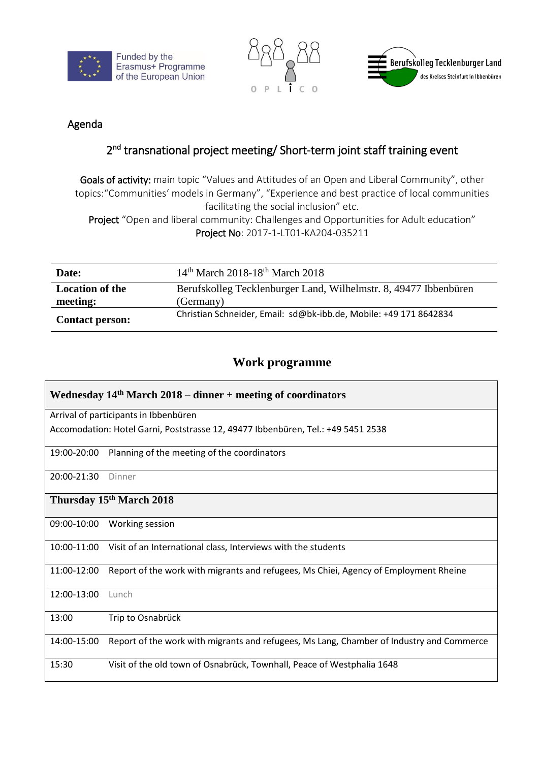Funded by the Erasmus+ Programme of the European Union

OPLICO

Berufskolleg Tecklenburger Land des Kreises Steinfurt in Ibbenbüren

Agenda

## 2nd transnational project meeting/ Short-term joint staff training event

**Goals of activity:** main topic "Values and Attitudes of an Open and Liberal Community", other topics:"Communities' models in Germany", "Experience and best practice of local communities facilitating the social inclusion" etc.
**Project** "Open and liberal community: Challenges and Opportunities for Adult education"
**Project No**: 2017-1-LT01-KA204-035211

| | |
|---|---|
| **Date:** | 14th March 2018-18th March 2018 |
| **Location of the meeting:** | Berufskolleg Tecklenburger Land, Wilhelmstr. 8, 49477 Ibbenbüren (Germany) |
| **Contact person:** | Christian Schneider, Email: sd@bk-ibb.de, Mobile: +49 171 8642834 |

## Work programme

| | |
|---|---|
| **Wednesday 14th March 2018 – dinner + meeting of coordinators** | |
| Arrival of participants in Ibbenbüren<br>Accomodation: Hotel Garni, Poststrasse 12, 49477 Ibbenbüren, Tel.: +49 5451 2538 | |
| 19:00-20:00 | Planning of the meeting of the coordinators |
| 20:00-21:30 | Dinner |
| **Thursday 15th March 2018** | |
| 09:00-10:00 | Working session |
| 10:00-11:00 | Visit of an International class, Interviews with the students |
| 11:00-12:00 | Report of the work with migrants and refugees, Ms Chiei, Agency of Employment Rheine |
| 12:00-13:00 | Lunch |
| 13:00 | Trip to Osnabrück |
| 14:00-15:00 | Report of the work with migrants and refugees, Ms Lang, Chamber of Industry and Commerce |
| 15:30 | Visit of the old town of Osnabrück, Townhall, Peace of Westphalia 1648 |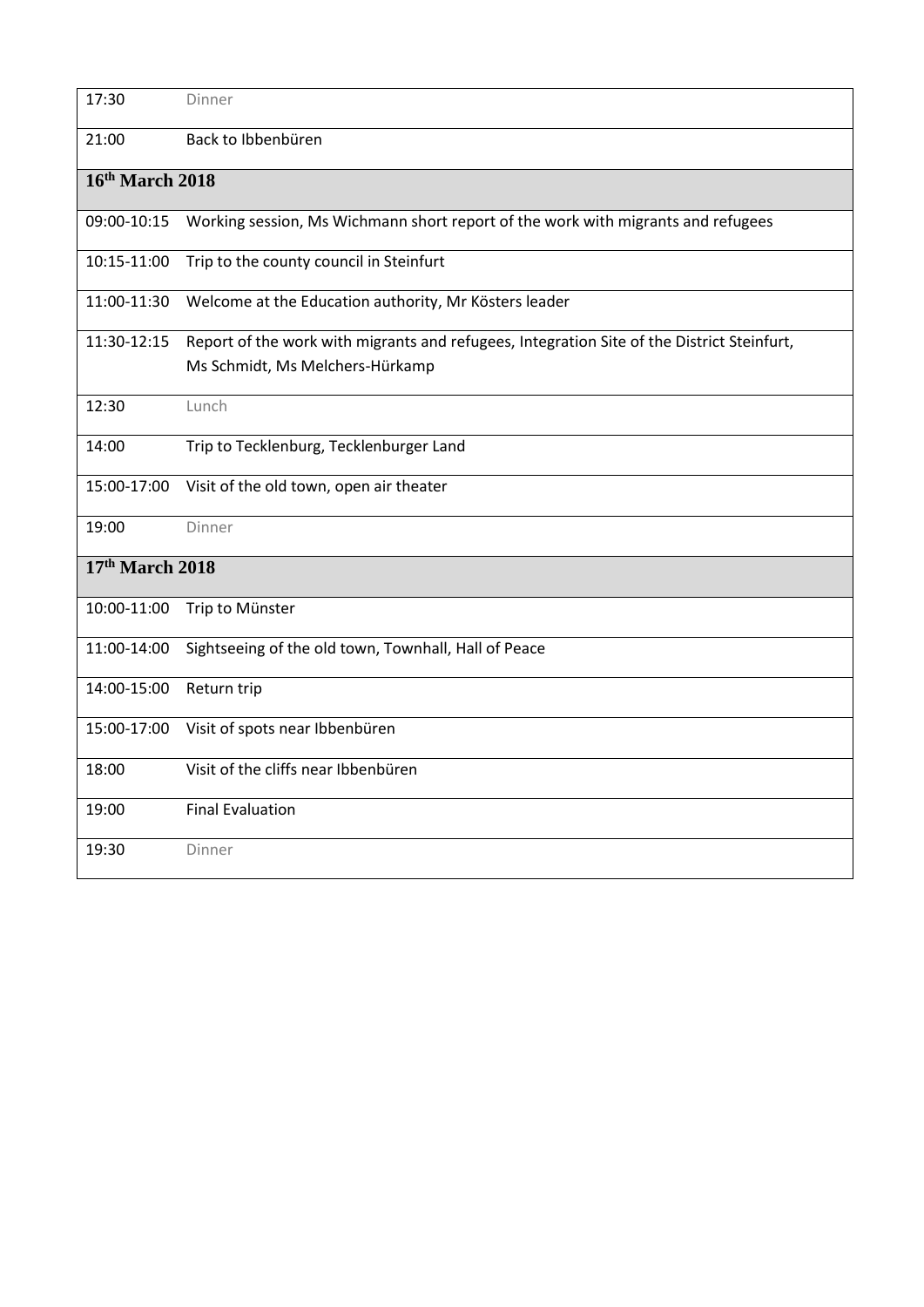| | |
|---|---|
| 17:30 | Dinner |
| 21:00 | Back to Ibbenbüren |
| **16th March 2018** | |
| 09:00-10:15 | Working session, Ms Wichmann short report of the work with migrants and refugees |
| 10:15-11:00 | Trip to the county council in Steinfurt |
| 11:00-11:30 | Welcome at the Education authority, Mr Kösters leader |
| 11:30-12:15 | Report of the work with migrants and refugees, Integration Site of the District Steinfurt, Ms Schmidt, Ms Melchers-Hürkamp |
| 12:30 | Lunch |
| 14:00 | Trip to Tecklenburg, Tecklenburger Land |
| 15:00-17:00 | Visit of the old town, open air theater |
| 19:00 | Dinner |
| **17th March 2018** | |
| 10:00-11:00 | Trip to Münster |
| 11:00-14:00 | Sightseeing of the old town, Townhall, Hall of Peace |
| 14:00-15:00 | Return trip |
| 15:00-17:00 | Visit of spots near Ibbenbüren |
| 18:00 | Visit of the cliffs near Ibbenbüren |
| 19:00 | Final Evaluation |
| 19:30 | Dinner |